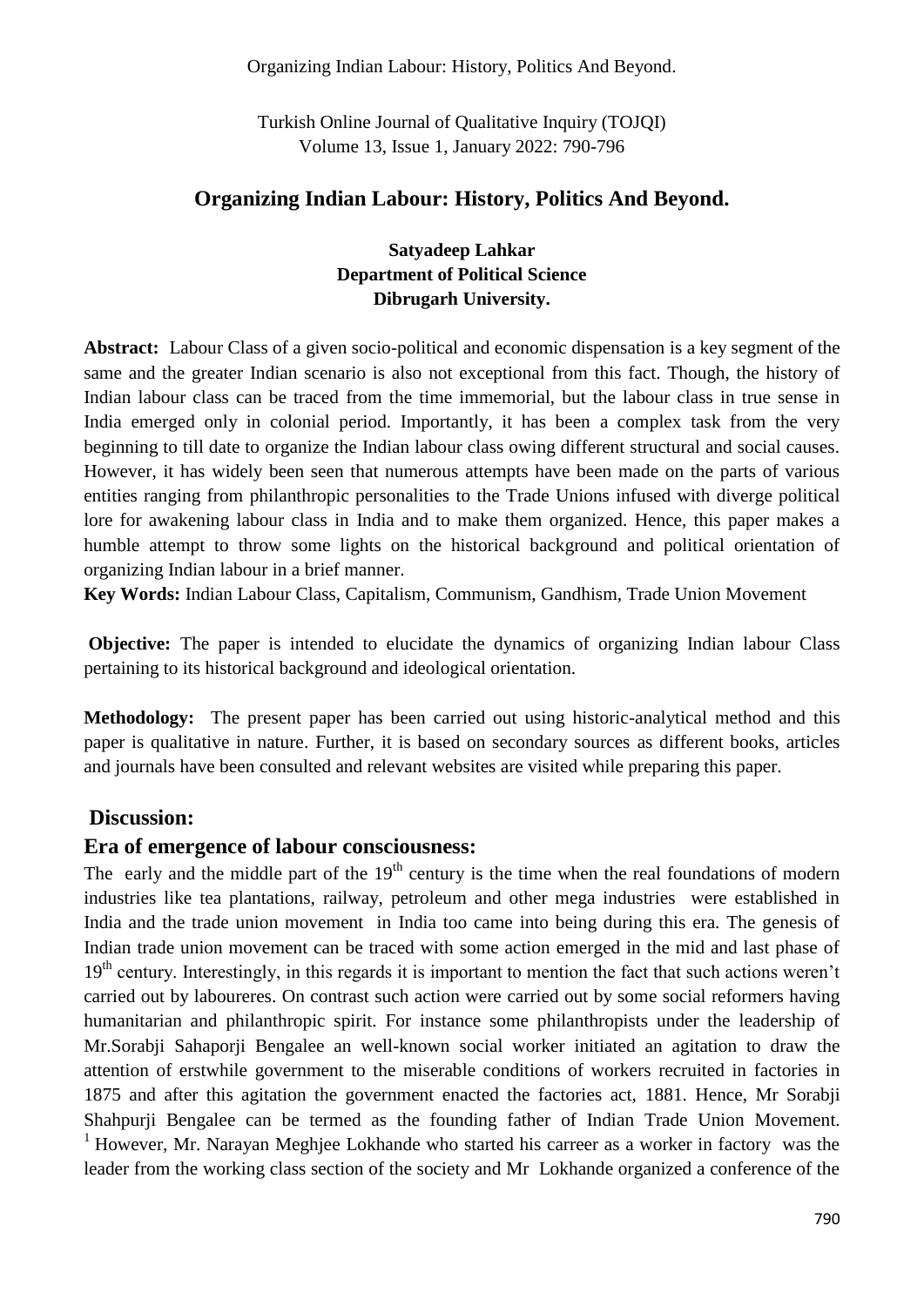# Organizing Indian Labour: History, Politics And Beyond.

**Satyadeep Lahkar**
**Department of Political Science**
**Dibrugarh University.**

**Abstract:** Labour Class of a given socio-political and economic dispensation is a key segment of the same and the greater Indian scenario is also not exceptional from this fact. Though, the history of Indian labour class can be traced from the time immemorial, but the labour class in true sense in India emerged only in colonial period. Importantly, it has been a complex task from the very beginning to till date to organize the Indian labour class owing different structural and social causes. However, it has widely been seen that numerous attempts have been made on the parts of various entities ranging from philanthropic personalities to the Trade Unions infused with diverge political lore for awakening labour class in India and to make them organized. Hence, this paper makes a humble attempt to throw some lights on the historical background and political orientation of organizing Indian labour in a brief manner.

**Key Words:** Indian Labour Class, Capitalism, Communism, Gandhism, Trade Union Movement

**Objective:** The paper is intended to elucidate the dynamics of organizing Indian labour Class pertaining to its historical background and ideological orientation.

**Methodology:** The present paper has been carried out using historic-analytical method and this paper is qualitative in nature. Further, it is based on secondary sources as different books, articles and journals have been consulted and relevant websites are visited while preparing this paper.

## Discussion:

### Era of emergence of labour consciousness:

The early and the middle part of the 19th century is the time when the real foundations of modern industries like tea plantations, railway, petroleum and other mega industries were established in India and the trade union movement in India too came into being during this era. The genesis of Indian trade union movement can be traced with some action emerged in the mid and last phase of 19th century. Interestingly, in this regards it is important to mention the fact that such actions weren't carried out by laboureres. On contrast such action were carried out by some social reformers having humanitarian and philanthropic spirit. For instance some philanthropists under the leadership of Mr.Sorabji Sahaporji Bengalee an well-known social worker initiated an agitation to draw the attention of erstwhile government to the miserable conditions of workers recruited in factories in 1875 and after this agitation the government enacted the factories act, 1881. Hence, Mr Sorabji Shahpurji Bengalee can be termed as the founding father of Indian Trade Union Movement. [1] However, Mr. Narayan Meghjee Lokhande who started his carreer as a worker in factory was the leader from the working class section of the society and Mr Lokhande organized a conference of the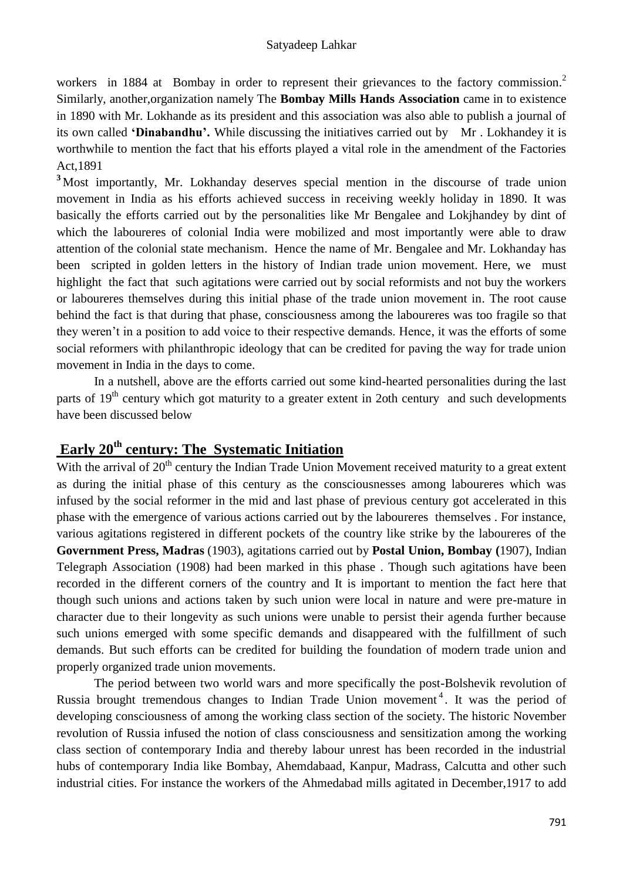workers in 1884 at Bombay in order to represent their grievances to the factory commission.[2] Similarly, another,organization namely The **Bombay Mills Hands Association** came in to existence in 1890 with Mr. Lokhande as its president and this association was also able to publish a journal of its own called **'Dinabandhu'.** While discussing the initiatives carried out by Mr . Lokhandey it is worthwhile to mention the fact that his efforts played a vital role in the amendment of the Factories Act,1891

[3] Most importantly, Mr. Lokhanday deserves special mention in the discourse of trade union movement in India as his efforts achieved success in receiving weekly holiday in 1890. It was basically the efforts carried out by the personalities like Mr Bengalee and Lokjhandey by dint of which the laboureres of colonial India were mobilized and most importantly were able to draw attention of the colonial state mechanism. Hence the name of Mr. Bengalee and Mr. Lokhanday has been scripted in golden letters in the history of Indian trade union movement. Here, we must highlight the fact that such agitations were carried out by social reformists and not buy the workers or laboureres themselves during this initial phase of the trade union movement in. The root cause behind the fact is that during that phase, consciousness among the laboureres was too fragile so that they weren't in a position to add voice to their respective demands. Hence, it was the efforts of some social reformers with philanthropic ideology that can be credited for paving the way for trade union movement in India in the days to come.

In a nutshell, above are the efforts carried out some kind-hearted personalities during the last parts of 19th century which got maturity to a greater extent in 2oth century and such developments have been discussed below

## Early 20th century: The Systematic Initiation

With the arrival of 20th century the Indian Trade Union Movement received maturity to a great extent as during the initial phase of this century as the consciousnesses among laboureres which was infused by the social reformer in the mid and last phase of previous century got accelerated in this phase with the emergence of various actions carried out by the laboureres themselves . For instance, various agitations registered in different pockets of the country like strike by the laboureres of the **Government Press, Madras** (1903), agitations carried out by **Postal Union, Bombay (**1907), Indian Telegraph Association (1908) had been marked in this phase . Though such agitations have been recorded in the different corners of the country and It is important to mention the fact here that though such unions and actions taken by such union were local in nature and were pre-mature in character due to their longevity as such unions were unable to persist their agenda further because such unions emerged with some specific demands and disappeared with the fulfillment of such demands. But such efforts can be credited for building the foundation of modern trade union and properly organized trade union movements.

The period between two world wars and more specifically the post-Bolshevik revolution of Russia brought tremendous changes to Indian Trade Union movement[4]. It was the period of developing consciousness of among the working class section of the society. The historic November revolution of Russia infused the notion of class consciousness and sensitization among the working class section of contemporary India and thereby labour unrest has been recorded in the industrial hubs of contemporary India like Bombay, Ahemdabaad, Kanpur, Madrass, Calcutta and other such industrial cities. For instance the workers of the Ahmedabad mills agitated in December,1917 to add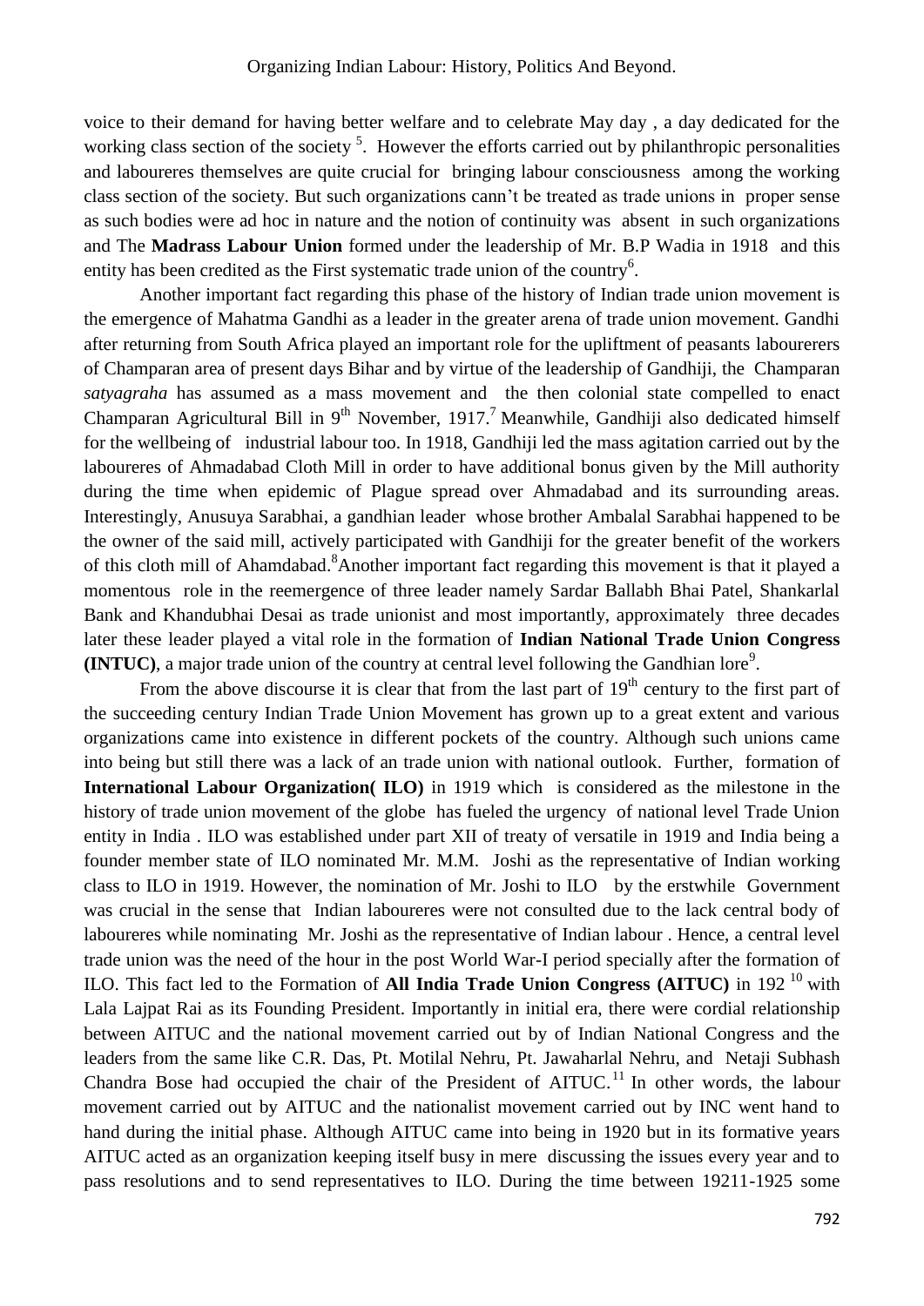voice to their demand for having better welfare and to celebrate May day , a day dedicated for the working class section of the society [5]. However the efforts carried out by philanthropic personalities and laboureres themselves are quite crucial for bringing labour consciousness among the working class section of the society. But such organizations cann't be treated as trade unions in proper sense as such bodies were ad hoc in nature and the notion of continuity was absent in such organizations and The **Madrass Labour Union** formed under the leadership of Mr. B.P Wadia in 1918 and this entity has been credited as the First systematic trade union of the country[6].

Another important fact regarding this phase of the history of Indian trade union movement is the emergence of Mahatma Gandhi as a leader in the greater arena of trade union movement. Gandhi after returning from South Africa played an important role for the upliftment of peasants labourerers of Champaran area of present days Bihar and by virtue of the leadership of Gandhiji, the Champaran *satyagraha* has assumed as a mass movement and the then colonial state compelled to enact Champaran Agricultural Bill in 9th November, 1917.[7] Meanwhile, Gandhiji also dedicated himself for the wellbeing of industrial labour too. In 1918, Gandhiji led the mass agitation carried out by the laboureres of Ahmadabad Cloth Mill in order to have additional bonus given by the Mill authority during the time when epidemic of Plague spread over Ahmadabad and its surrounding areas. Interestingly, Anusuya Sarabhai, a gandhian leader whose brother Ambalal Sarabhai happened to be the owner of the said mill, actively participated with Gandhiji for the greater benefit of the workers of this cloth mill of Ahamdabad.[8]Another important fact regarding this movement is that it played a momentous role in the reemergence of three leader namely Sardar Ballabh Bhai Patel, Shankarlal Bank and Khandubhai Desai as trade unionist and most importantly, approximately three decades later these leader played a vital role in the formation of **Indian National Trade Union Congress (INTUC)**, a major trade union of the country at central level following the Gandhian lore[9].

From the above discourse it is clear that from the last part of 19th century to the first part of the succeeding century Indian Trade Union Movement has grown up to a great extent and various organizations came into existence in different pockets of the country. Although such unions came into being but still there was a lack of an trade union with national outlook. Further, formation of **International Labour Organization( ILO)** in 1919 which is considered as the milestone in the history of trade union movement of the globe has fueled the urgency of national level Trade Union entity in India . ILO was established under part XII of treaty of versatile in 1919 and India being a founder member state of ILO nominated Mr. M.M. Joshi as the representative of Indian working class to ILO in 1919. However, the nomination of Mr. Joshi to ILO by the erstwhile Government was crucial in the sense that Indian laboureres were not consulted due to the lack central body of laboureres while nominating Mr. Joshi as the representative of Indian labour . Hence, a central level trade union was the need of the hour in the post World War-I period specially after the formation of ILO. This fact led to the Formation of **All India Trade Union Congress (AITUC)** in 192 [10] with Lala Lajpat Rai as its Founding President. Importantly in initial era, there were cordial relationship between AITUC and the national movement carried out by of Indian National Congress and the leaders from the same like C.R. Das, Pt. Motilal Nehru, Pt. Jawaharlal Nehru, and Netaji Subhash Chandra Bose had occupied the chair of the President of AITUC.[11] In other words, the labour movement carried out by AITUC and the nationalist movement carried out by INC went hand to hand during the initial phase. Although AITUC came into being in 1920 but in its formative years AITUC acted as an organization keeping itself busy in mere discussing the issues every year and to pass resolutions and to send representatives to ILO. During the time between 19211-1925 some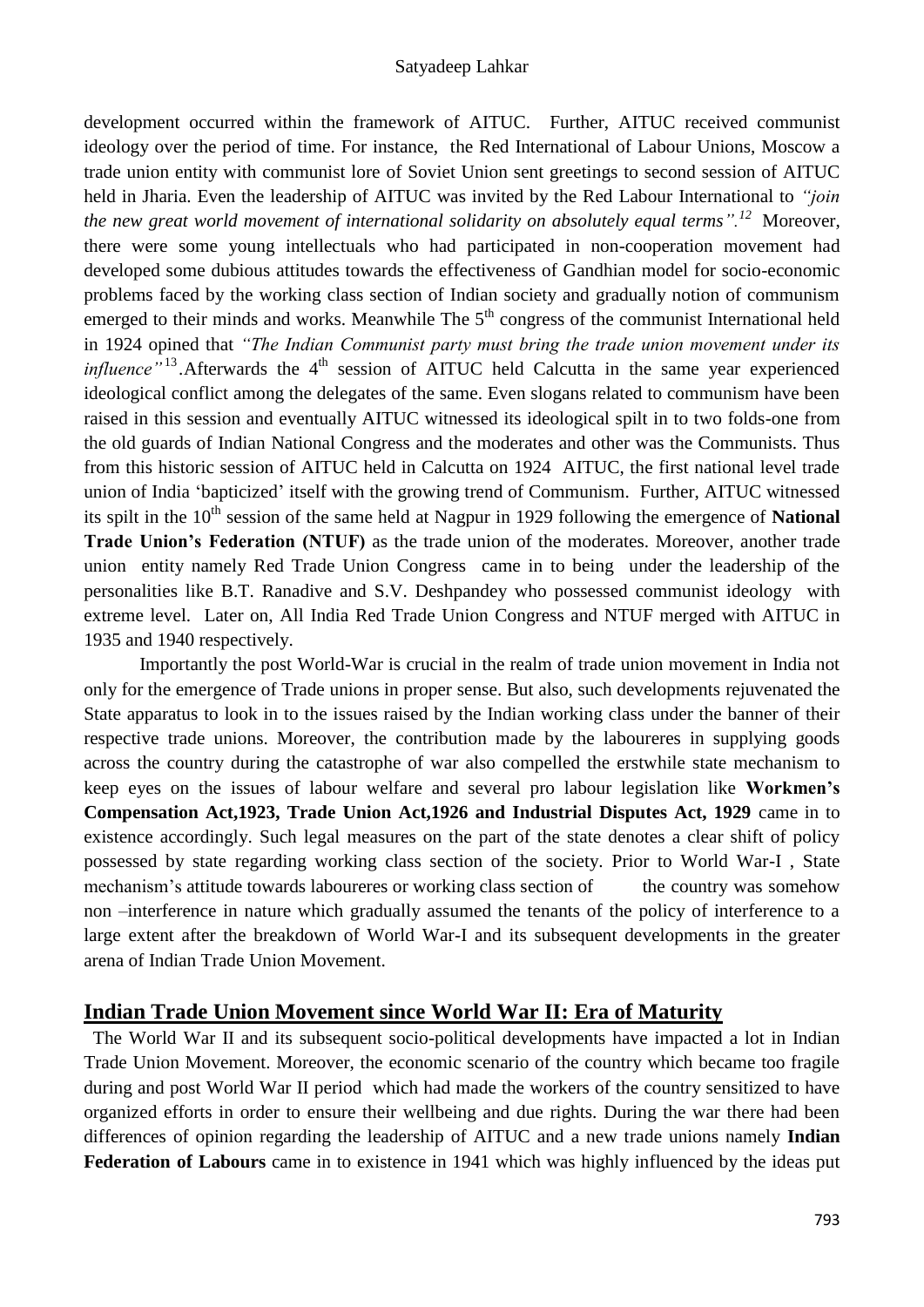development occurred within the framework of AITUC. Further, AITUC received communist ideology over the period of time. For instance, the Red International of Labour Unions, Moscow a trade union entity with communist lore of Soviet Union sent greetings to second session of AITUC held in Jharia. Even the leadership of AITUC was invited by the Red Labour International to *"join the new great world movement of international solidarity on absolutely equal terms".*[12] Moreover, there were some young intellectuals who had participated in non-cooperation movement had developed some dubious attitudes towards the effectiveness of Gandhian model for socio-economic problems faced by the working class section of Indian society and gradually notion of communism emerged to their minds and works. Meanwhile The 5th congress of the communist International held in 1924 opined that *"The Indian Communist party must bring the trade union movement under its influence"*[13].Afterwards the 4th session of AITUC held Calcutta in the same year experienced ideological conflict among the delegates of the same. Even slogans related to communism have been raised in this session and eventually AITUC witnessed its ideological spilt in to two folds-one from the old guards of Indian National Congress and the moderates and other was the Communists. Thus from this historic session of AITUC held in Calcutta on 1924 AITUC, the first national level trade union of India 'bapticized' itself with the growing trend of Communism. Further, AITUC witnessed its spilt in the 10th session of the same held at Nagpur in 1929 following the emergence of **National Trade Union's Federation (NTUF)** as the trade union of the moderates. Moreover, another trade union entity namely Red Trade Union Congress came in to being under the leadership of the personalities like B.T. Ranadive and S.V. Deshpandey who possessed communist ideology with extreme level. Later on, All India Red Trade Union Congress and NTUF merged with AITUC in 1935 and 1940 respectively.

Importantly the post World-War is crucial in the realm of trade union movement in India not only for the emergence of Trade unions in proper sense. But also, such developments rejuvenated the State apparatus to look in to the issues raised by the Indian working class under the banner of their respective trade unions. Moreover, the contribution made by the laboureres in supplying goods across the country during the catastrophe of war also compelled the erstwhile state mechanism to keep eyes on the issues of labour welfare and several pro labour legislation like **Workmen's Compensation Act,1923, Trade Union Act,1926 and Industrial Disputes Act, 1929** came in to existence accordingly. Such legal measures on the part of the state denotes a clear shift of policy possessed by state regarding working class section of the society. Prior to World War-I , State mechanism's attitude towards laboureres or working class section of the country was somehow non –interference in nature which gradually assumed the tenants of the policy of interference to a large extent after the breakdown of World War-I and its subsequent developments in the greater arena of Indian Trade Union Movement.

## Indian Trade Union Movement since World War II: Era of Maturity

The World War II and its subsequent socio-political developments have impacted a lot in Indian Trade Union Movement. Moreover, the economic scenario of the country which became too fragile during and post World War II period which had made the workers of the country sensitized to have organized efforts in order to ensure their wellbeing and due rights. During the war there had been differences of opinion regarding the leadership of AITUC and a new trade unions namely **Indian Federation of Labours** came in to existence in 1941 which was highly influenced by the ideas put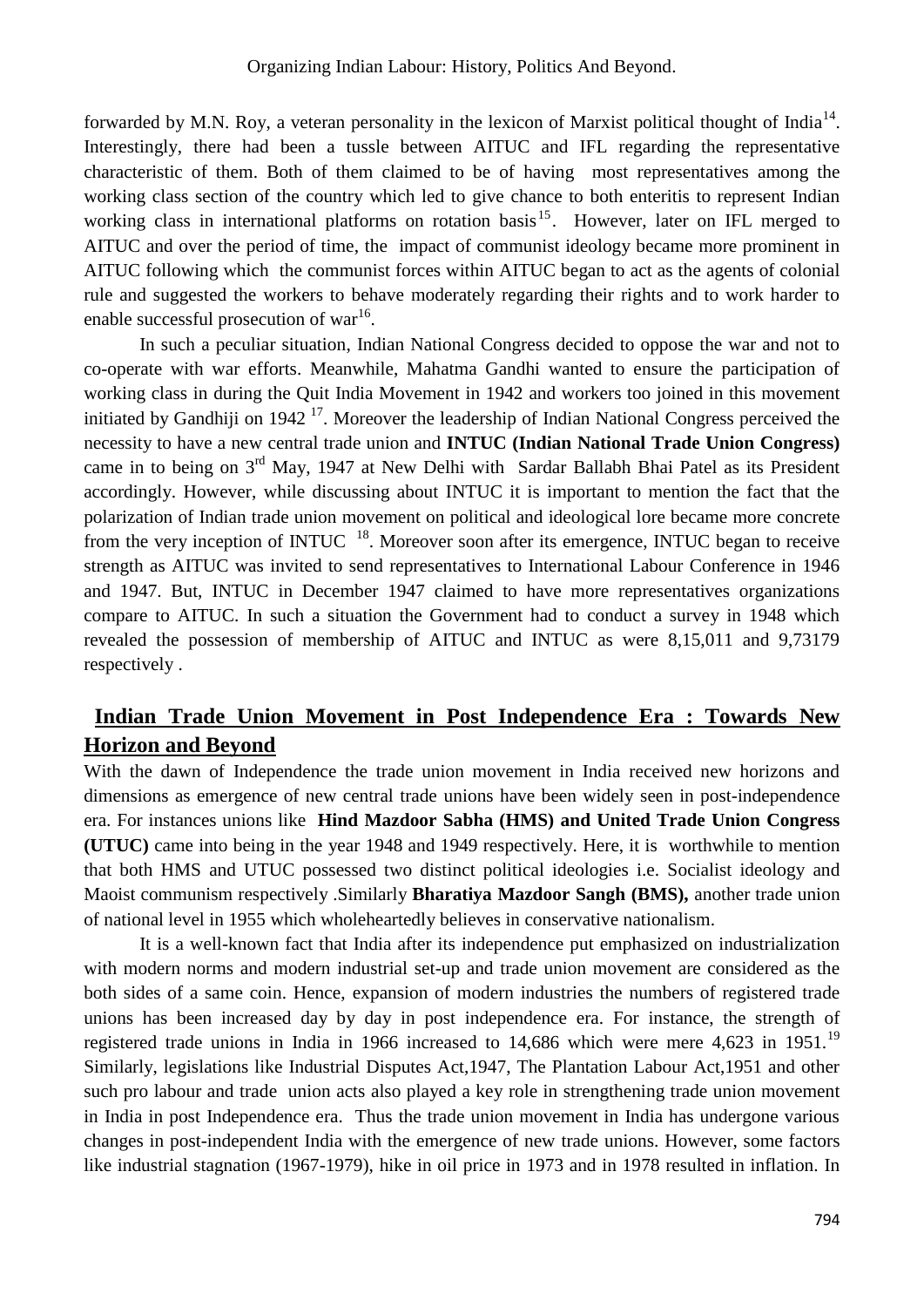forwarded by M.N. Roy, a veteran personality in the lexicon of Marxist political thought of India[14]. Interestingly, there had been a tussle between AITUC and IFL regarding the representative characteristic of them. Both of them claimed to be of having most representatives among the working class section of the country which led to give chance to both enteritis to represent Indian working class in international platforms on rotation basis[15]. However, later on IFL merged to AITUC and over the period of time, the impact of communist ideology became more prominent in AITUC following which the communist forces within AITUC began to act as the agents of colonial rule and suggested the workers to behave moderately regarding their rights and to work harder to enable successful prosecution of war[16].

In such a peculiar situation, Indian National Congress decided to oppose the war and not to co-operate with war efforts. Meanwhile, Mahatma Gandhi wanted to ensure the participation of working class in during the Quit India Movement in 1942 and workers too joined in this movement initiated by Gandhiji on 1942 [17]. Moreover the leadership of Indian National Congress perceived the necessity to have a new central trade union and **INTUC (Indian National Trade Union Congress)** came in to being on 3rd May, 1947 at New Delhi with Sardar Ballabh Bhai Patel as its President accordingly. However, while discussing about INTUC it is important to mention the fact that the polarization of Indian trade union movement on political and ideological lore became more concrete from the very inception of INTUC [18]. Moreover soon after its emergence, INTUC began to receive strength as AITUC was invited to send representatives to International Labour Conference in 1946 and 1947. But, INTUC in December 1947 claimed to have more representatives organizations compare to AITUC. In such a situation the Government had to conduct a survey in 1948 which revealed the possession of membership of AITUC and INTUC as were 8,15,011 and 9,73179 respectively .

## Indian Trade Union Movement in Post Independence Era : Towards New Horizon and Beyond

With the dawn of Independence the trade union movement in India received new horizons and dimensions as emergence of new central trade unions have been widely seen in post-independence era. For instances unions like **Hind Mazdoor Sabha (HMS) and United Trade Union Congress (UTUC)** came into being in the year 1948 and 1949 respectively. Here, it is worthwhile to mention that both HMS and UTUC possessed two distinct political ideologies i.e. Socialist ideology and Maoist communism respectively .Similarly **Bharatiya Mazdoor Sangh (BMS),** another trade union of national level in 1955 which wholeheartedly believes in conservative nationalism.

It is a well-known fact that India after its independence put emphasized on industrialization with modern norms and modern industrial set-up and trade union movement are considered as the both sides of a same coin. Hence, expansion of modern industries the numbers of registered trade unions has been increased day by day in post independence era. For instance, the strength of registered trade unions in India in 1966 increased to 14,686 which were mere 4,623 in 1951.[19] Similarly, legislations like Industrial Disputes Act,1947, The Plantation Labour Act,1951 and other such pro labour and trade union acts also played a key role in strengthening trade union movement in India in post Independence era. Thus the trade union movement in India has undergone various changes in post-independent India with the emergence of new trade unions. However, some factors like industrial stagnation (1967-1979), hike in oil price in 1973 and in 1978 resulted in inflation. In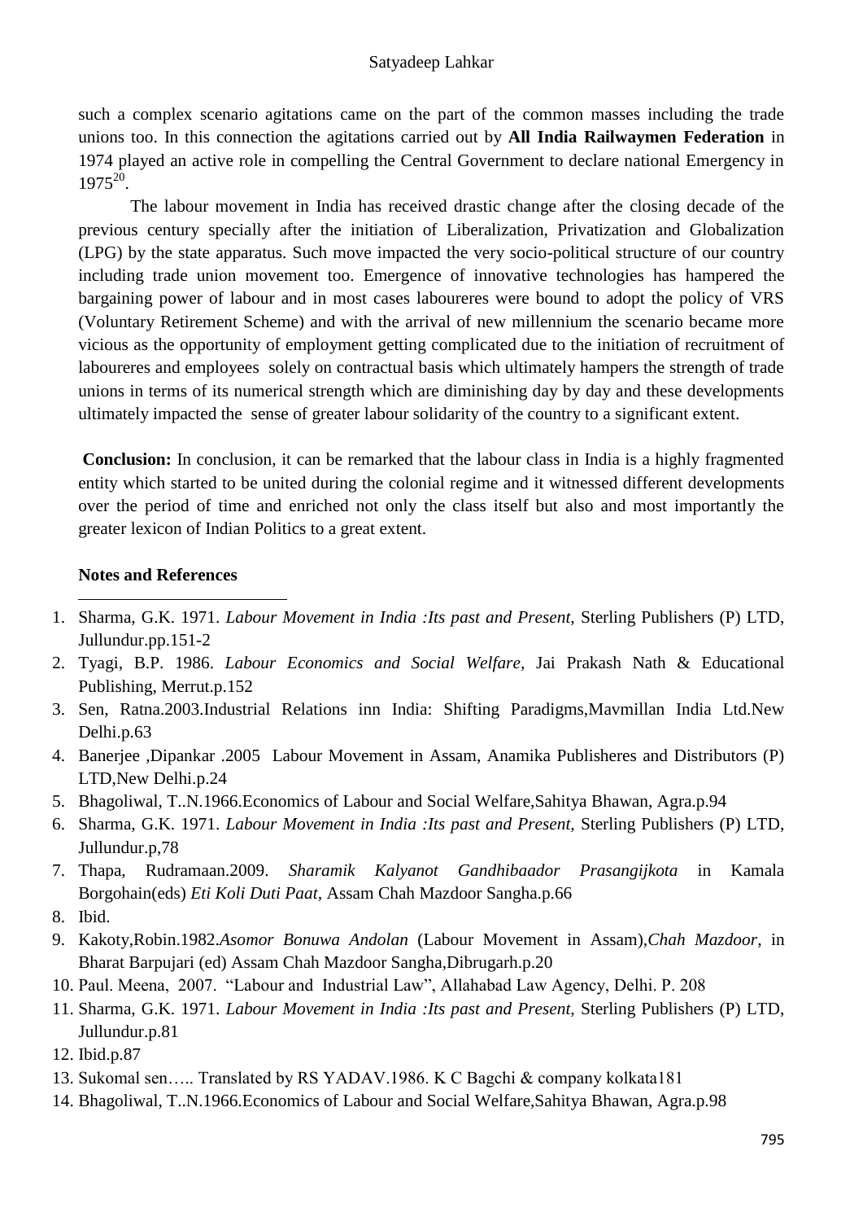such a complex scenario agitations came on the part of the common masses including the trade unions too. In this connection the agitations carried out by **All India Railwaymen Federation** in 1974 played an active role in compelling the Central Government to declare national Emergency in 1975[20].

The labour movement in India has received drastic change after the closing decade of the previous century specially after the initiation of Liberalization, Privatization and Globalization (LPG) by the state apparatus. Such move impacted the very socio-political structure of our country including trade union movement too. Emergence of innovative technologies has hampered the bargaining power of labour and in most cases laboureres were bound to adopt the policy of VRS (Voluntary Retirement Scheme) and with the arrival of new millennium the scenario became more vicious as the opportunity of employment getting complicated due to the initiation of recruitment of laboureres and employees solely on contractual basis which ultimately hampers the strength of trade unions in terms of its numerical strength which are diminishing day by day and these developments ultimately impacted the sense of greater labour solidarity of the country to a significant extent.

**Conclusion:** In conclusion, it can be remarked that the labour class in India is a highly fragmented entity which started to be united during the colonial regime and it witnessed different developments over the period of time and enriched not only the class itself but also and most importantly the greater lexicon of Indian Politics to a great extent.

**Notes and References**

1. Sharma, G.K. 1971. *Labour Movement in India :Its past and Present,* Sterling Publishers (P) LTD, Jullundur.pp.151-2
2. Tyagi, B.P. 1986. *Labour Economics and Social Welfare*, Jai Prakash Nath & Educational Publishing, Merrut.p.152
3. Sen, Ratna.2003.Industrial Relations inn India: Shifting Paradigms,Mavmillan India Ltd.New Delhi.p.63
4. Banerjee ,Dipankar .2005 Labour Movement in Assam, Anamika Publisheres and Distributors (P) LTD,New Delhi.p.24
5. Bhagoliwal, T..N.1966.Economics of Labour and Social Welfare,Sahitya Bhawan, Agra.p.94
6. Sharma, G.K. 1971. *Labour Movement in India :Its past and Present,* Sterling Publishers (P) LTD, Jullundur.p,78
7. Thapa, Rudramaan.2009. *Sharamik Kalyanot Gandhibaador Prasangijkota* in Kamala Borgohain(eds) *Eti Koli Duti Paat,* Assam Chah Mazdoor Sangha.p.66
8. Ibid.
9. Kakoty,Robin.1982.*Asomor Bonuwa Andolan* (Labour Movement in Assam),*Chah Mazdoor*, in Bharat Barpujari (ed) Assam Chah Mazdoor Sangha,Dibrugarh.p.20
10. Paul. Meena, 2007. "Labour and Industrial Law", Allahabad Law Agency, Delhi. P. 208
11. Sharma, G.K. 1971. *Labour Movement in India :Its past and Present,* Sterling Publishers (P) LTD, Jullundur.p.81
12. Ibid.p.87
13. Sukomal sen….. Translated by RS YADAV.1986. K C Bagchi & company kolkata181
14. Bhagoliwal, T..N.1966.Economics of Labour and Social Welfare,Sahitya Bhawan, Agra.p.98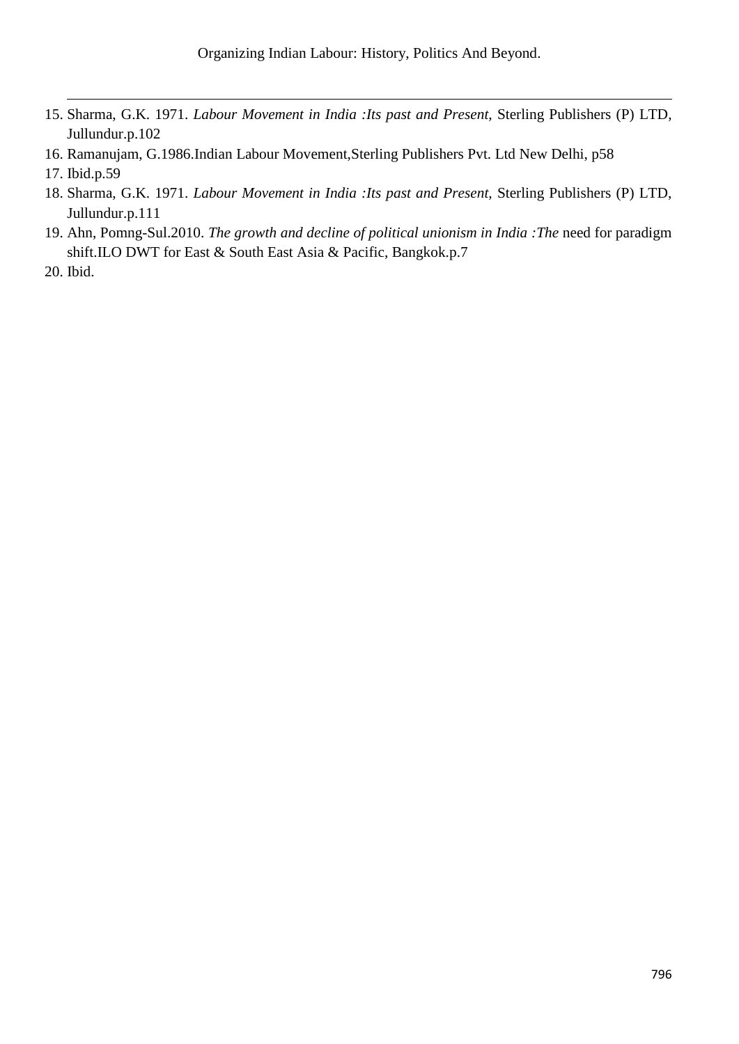15. Sharma, G.K. 1971. *Labour Movement in India :Its past and Present,* Sterling Publishers (P) LTD, Jullundur.p.102
16. Ramanujam, G.1986.Indian Labour Movement,Sterling Publishers Pvt. Ltd New Delhi, p58
17. Ibid.p.59
18. Sharma, G.K. 1971. *Labour Movement in India :Its past and Present,* Sterling Publishers (P) LTD, Jullundur.p.111
19. Ahn, Pomng-Sul.2010. *The growth and decline of political unionism in India :The* need for paradigm shift.ILO DWT for East & South East Asia & Pacific, Bangkok.p.7
20. Ibid.